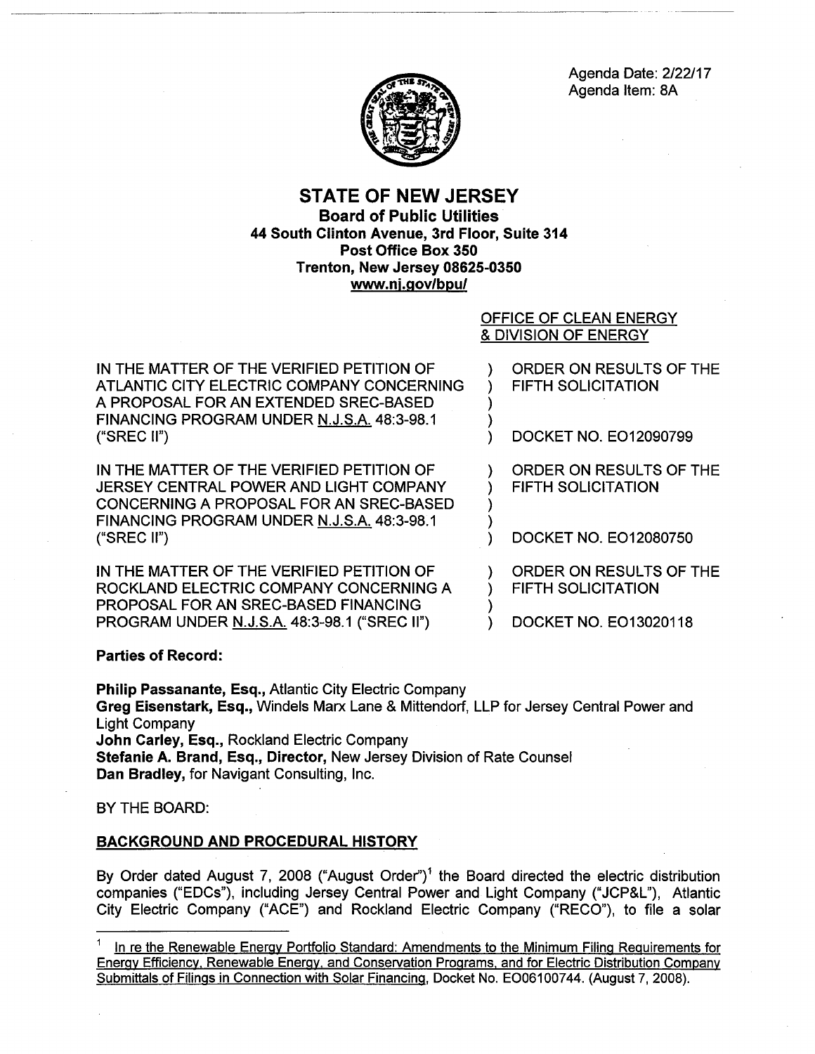Agenda Date: 2/22/17
Agenda Item: 8A

# STATE OF NEW JERSEY

**Board of Public Utilities**
**44 South Clinton Avenue, 3rd Floor, Suite 314**
**Post Office Box 350**
**Trenton, New Jersey 08625-0350**
**www.nj.gov/bpu/**

OFFICE OF CLEAN ENERGY
& DIVISION OF ENERGY

| | | |
|---|---|---|
| IN THE MATTER OF THE VERIFIED PETITION OF ATLANTIC CITY ELECTRIC COMPANY CONCERNING A PROPOSAL FOR AN EXTENDED SREC-BASED FINANCING PROGRAM UNDER N.J.S.A. 48:3-98.1 ("SREC II") | ) | ORDER ON RESULTS OF THE FIFTH SOLICITATION<br><br>DOCKET NO. EO12090799 |
| IN THE MATTER OF THE VERIFIED PETITION OF JERSEY CENTRAL POWER AND LIGHT COMPANY CONCERNING A PROPOSAL FOR AN SREC-BASED FINANCING PROGRAM UNDER N.J.S.A. 48:3-98.1 ("SREC II") | ) | ORDER ON RESULTS OF THE FIFTH SOLICITATION<br><br>DOCKET NO. EO12080750 |
| IN THE MATTER OF THE VERIFIED PETITION OF ROCKLAND ELECTRIC COMPANY CONCERNING A PROPOSAL FOR AN SREC-BASED FINANCING PROGRAM UNDER N.J.S.A. 48:3-98.1 ("SREC II") | ) | ORDER ON RESULTS OF THE FIFTH SOLICITATION<br><br>DOCKET NO. EO13020118 |

**Parties of Record:**

**Philip Passanante, Esq.,** Atlantic City Electric Company
**Greg Eisenstark, Esq.,** Windels Marx Lane & Mittendorf, LLP for Jersey Central Power and Light Company
**John Carley, Esq.,** Rockland Electric Company
**Stefanie A. Brand, Esq., Director,** New Jersey Division of Rate Counsel
**Dan Bradley,** for Navigant Consulting, Inc.

BY THE BOARD:

## BACKGROUND AND PROCEDURAL HISTORY

By Order dated August 7, 2008 ("August Order")[1] the Board directed the electric distribution companies ("EDCs"), including Jersey Central Power and Light Company ("JCP&L"), Atlantic City Electric Company ("ACE") and Rockland Electric Company ("RECO"), to file a solar

[1] In re the Renewable Energy Portfolio Standard: Amendments to the Minimum Filing Requirements for Energy Efficiency, Renewable Energy, and Conservation Programs, and for Electric Distribution Company Submittals of Filings in Connection with Solar Financing, Docket No. EO06100744. (August 7, 2008).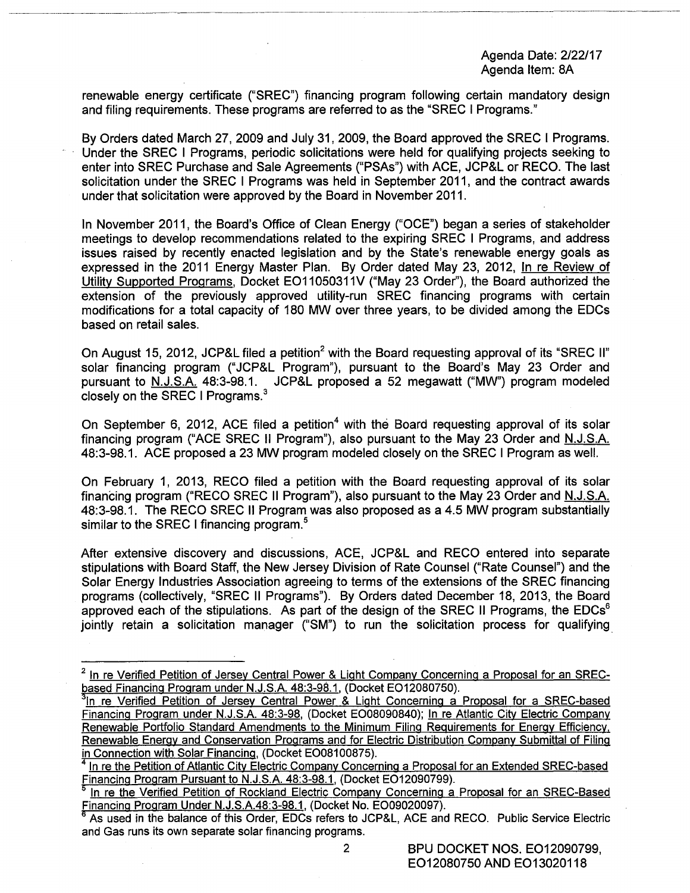renewable energy certificate ("SREC") financing program following certain mandatory design and filing requirements. These programs are referred to as the "SREC I Programs."

By Orders dated March 27, 2009 and July 31, 2009, the Board approved the SREC I Programs. Under the SREC I Programs, periodic solicitations were held for qualifying projects seeking to enter into SREC Purchase and Sale Agreements ("PSAs") with ACE, JCP&L or RECO. The last solicitation under the SREC I Programs was held in September 2011, and the contract awards under that solicitation were approved by the Board in November 2011.

In November 2011, the Board's Office of Clean Energy ("OCE") began a series of stakeholder meetings to develop recommendations related to the expiring SREC I Programs, and address issues raised by recently enacted legislation and by the State's renewable energy goals as expressed in the 2011 Energy Master Plan. By Order dated May 23, 2012, In re Review of Utility Supported Programs, Docket EO11050311V ("May 23 Order"), the Board authorized the extension of the previously approved utility-run SREC financing programs with certain modifications for a total capacity of 180 MW over three years, to be divided among the EDCs based on retail sales.

On August 15, 2012, JCP&L filed a petition[2] with the Board requesting approval of its "SREC II" solar financing program ("JCP&L Program"), pursuant to the Board's May 23 Order and pursuant to N.J.S.A. 48:3-98.1. JCP&L proposed a 52 megawatt ("MW") program modeled closely on the SREC I Programs.[3]

On September 6, 2012, ACE filed a petition[4] with the Board requesting approval of its solar financing program ("ACE SREC II Program"), also pursuant to the May 23 Order and N.J.S.A. 48:3-98.1. ACE proposed a 23 MW program modeled closely on the SREC I Program as well.

On February 1, 2013, RECO filed a petition with the Board requesting approval of its solar financing program ("RECO SREC II Program"), also pursuant to the May 23 Order and N.J.S.A. 48:3-98.1. The RECO SREC II Program was also proposed as a 4.5 MW program substantially similar to the SREC I financing program.[5]

After extensive discovery and discussions, ACE, JCP&L and RECO entered into separate stipulations with Board Staff, the New Jersey Division of Rate Counsel ("Rate Counsel") and the Solar Energy Industries Association agreeing to terms of the extensions of the SREC financing programs (collectively, "SREC II Programs"). By Orders dated December 18, 2013, the Board approved each of the stipulations. As part of the design of the SREC II Programs, the EDCs[6] jointly retain a solicitation manager ("SM") to run the solicitation process for qualifying

---

[2] In re Verified Petition of Jersey Central Power & Light Company Concerning a Proposal for an SREC-based Financing Program under N.J.S.A. 48:3-98.1, (Docket EO12080750).

[3] In re Verified Petition of Jersey Central Power & Light Concerning a Proposal for a SREC-based Financing Program under N.J.S.A. 48:3-98, (Docket EO08090840); In re Atlantic City Electric Company Renewable Portfolio Standard Amendments to the Minimum Filing Requirements for Energy Efficiency, Renewable Energy and Conservation Programs and for Electric Distribution Company Submittal of Filing in Connection with Solar Financing, (Docket EO08100875).

[4] In re the Petition of Atlantic City Electric Company Concerning a Proposal for an Extended SREC-based Financing Program Pursuant to N.J.S.A. 48:3-98.1, (Docket EO12090799).

[5] In re the Verified Petition of Rockland Electric Company Concerning a Proposal for an SREC-Based Financing Program Under N.J.S.A.48:3-98.1, (Docket No. EO09020097).

[6] As used in the balance of this Order, EDCs refers to JCP&L, ACE and RECO. Public Service Electric and Gas runs its own separate solar financing programs.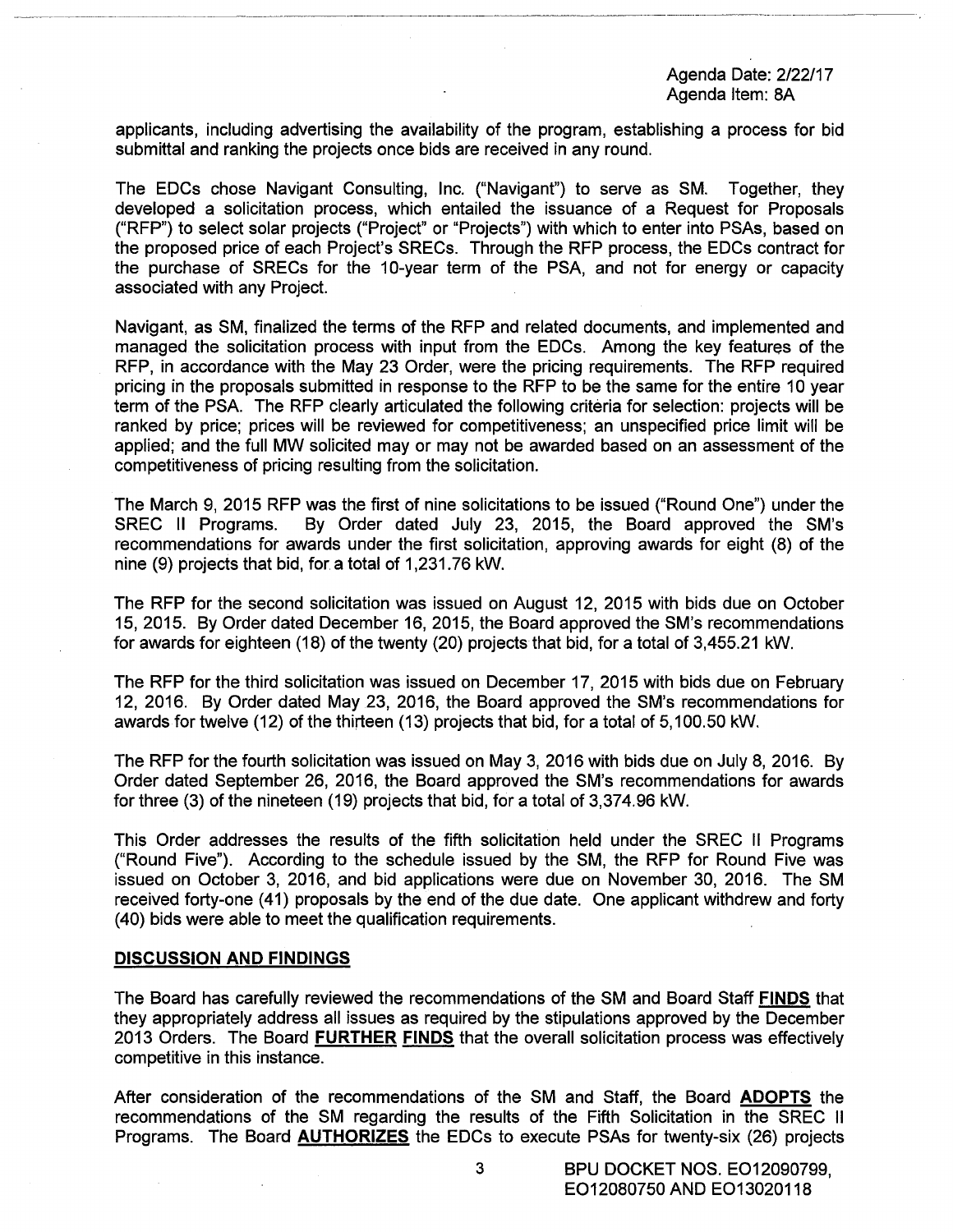applicants, including advertising the availability of the program, establishing a process for bid submittal and ranking the projects once bids are received in any round.

The EDCs chose Navigant Consulting, Inc. ("Navigant") to serve as SM. Together, they developed a solicitation process, which entailed the issuance of a Request for Proposals ("RFP") to select solar projects ("Project" or "Projects") with which to enter into PSAs, based on the proposed price of each Project's SRECs. Through the RFP process, the EDCs contract for the purchase of SRECs for the 10-year term of the PSA, and not for energy or capacity associated with any Project.

Navigant, as SM, finalized the terms of the RFP and related documents, and implemented and managed the solicitation process with input from the EDCs. Among the key features of the RFP, in accordance with the May 23 Order, were the pricing requirements. The RFP required pricing in the proposals submitted in response to the RFP to be the same for the entire 10 year term of the PSA. The RFP clearly articulated the following criteria for selection: projects will be ranked by price; prices will be reviewed for competitiveness; an unspecified price limit will be applied; and the full MW solicited may or may not be awarded based on an assessment of the competitiveness of pricing resulting from the solicitation.

The March 9, 2015 RFP was the first of nine solicitations to be issued ("Round One") under the SREC II Programs. By Order dated July 23, 2015, the Board approved the SM's recommendations for awards under the first solicitation, approving awards for eight (8) of the nine (9) projects that bid, for a total of 1,231.76 kW.

The RFP for the second solicitation was issued on August 12, 2015 with bids due on October 15, 2015. By Order dated December 16, 2015, the Board approved the SM's recommendations for awards for eighteen (18) of the twenty (20) projects that bid, for a total of 3,455.21 kW.

The RFP for the third solicitation was issued on December 17, 2015 with bids due on February 12, 2016. By Order dated May 23, 2016, the Board approved the SM's recommendations for awards for twelve (12) of the thirteen (13) projects that bid, for a total of 5,100.50 kW.

The RFP for the fourth solicitation was issued on May 3, 2016 with bids due on July 8, 2016. By Order dated September 26, 2016, the Board approved the SM's recommendations for awards for three (3) of the nineteen (19) projects that bid, for a total of 3,374.96 kW.

This Order addresses the results of the fifth solicitation held under the SREC II Programs ("Round Five"). According to the schedule issued by the SM, the RFP for Round Five was issued on October 3, 2016, and bid applications were due on November 30, 2016. The SM received forty-one (41) proposals by the end of the due date. One applicant withdrew and forty (40) bids were able to meet the qualification requirements.

## DISCUSSION AND FINDINGS

The Board has carefully reviewed the recommendations of the SM and Board Staff **FINDS** that they appropriately address all issues as required by the stipulations approved by the December 2013 Orders. The Board **FURTHER FINDS** that the overall solicitation process was effectively competitive in this instance.

After consideration of the recommendations of the SM and Staff, the Board **ADOPTS** the recommendations of the SM regarding the results of the Fifth Solicitation in the SREC II Programs. The Board **AUTHORIZES** the EDCs to execute PSAs for twenty-six (26) projects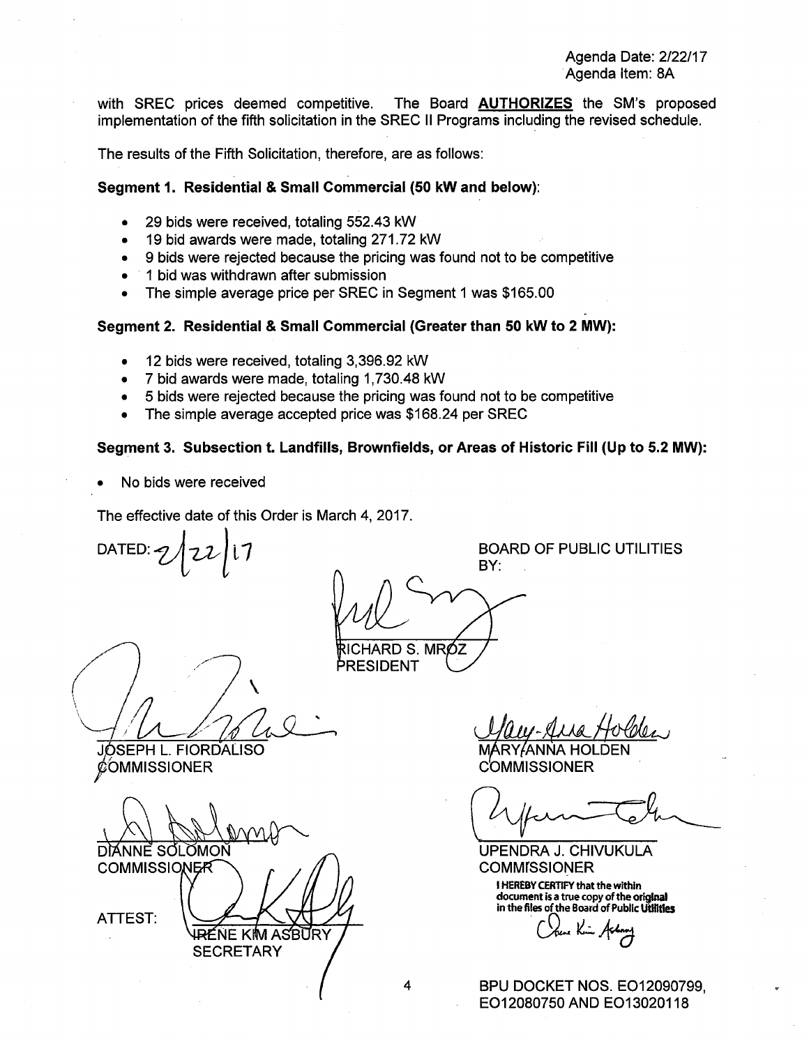with SREC prices deemed competitive. The Board **AUTHORIZES** the SM's proposed implementation of the fifth solicitation in the SREC II Programs including the revised schedule.

The results of the Fifth Solicitation, therefore, are as follows:

**Segment 1. Residential & Small Commercial (50 kW and below):**

- 29 bids were received, totaling 552.43 kW
- 19 bid awards were made, totaling 271.72 kW
- 9 bids were rejected because the pricing was found not to be competitive
- 1 bid was withdrawn after submission
- The simple average price per SREC in Segment 1 was $165.00

**Segment 2. Residential & Small Commercial (Greater than 50 kW to 2 MW):**

- 12 bids were received, totaling 3,396.92 kW
- 7 bid awards were made, totaling 1,730.48 kW
- 5 bids were rejected because the pricing was found not to be competitive
- The simple average accepted price was $168.24 per SREC

**Segment 3. Subsection t. Landfills, Brownfields, or Areas of Historic Fill (Up to 5.2 MW):**

- No bids were received

The effective date of this Order is March 4, 2017.

DATED: 2/22/17

BOARD OF PUBLIC UTILITIES
BY:

RICHARD S. MROZ
PRESIDENT

JOSEPH L. FIORDALISO
COMMISSIONER

MARY-ANNA HOLDEN
COMMISSIONER

DIANNE SOLOMON
COMMISSIONER

UPENDRA J. CHIVUKULA
COMMISSIONER

ATTEST:

IRENE KIM ASBURY
SECRETARY

I HEREBY CERTIFY that the within document is a true copy of the original in the files of the Board of Public Utilities

BPU DOCKET NOS. EO12090799, EO12080750 AND EO13020118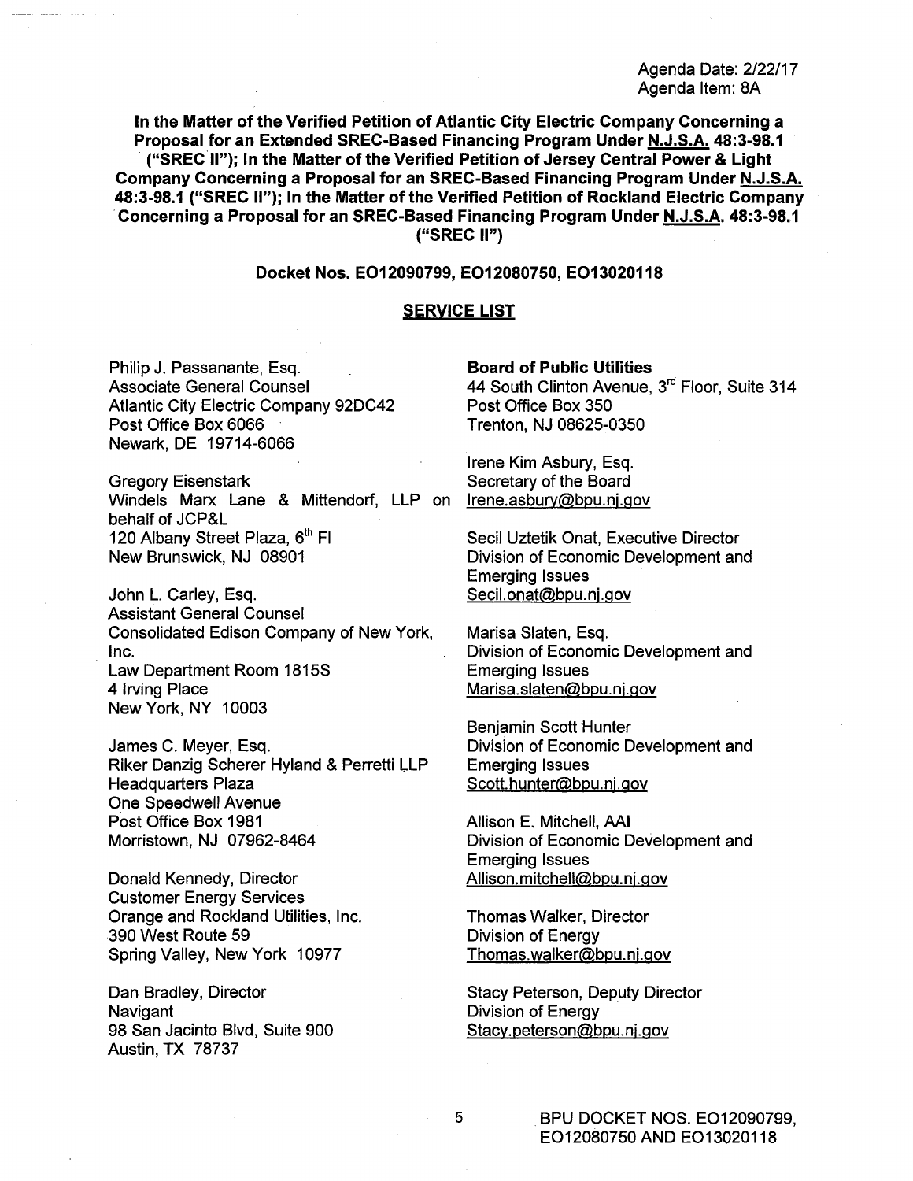Agenda Date: 2/22/17
Agenda Item: 8A

**In the Matter of the Verified Petition of Atlantic City Electric Company Concerning a Proposal for an Extended SREC-Based Financing Program Under N.J.S.A. 48:3-98.1 ("SREC II"); In the Matter of the Verified Petition of Jersey Central Power & Light Company Concerning a Proposal for an SREC-Based Financing Program Under N.J.S.A. 48:3-98.1 ("SREC II"); In the Matter of the Verified Petition of Rockland Electric Company Concerning a Proposal for an SREC-Based Financing Program Under N.J.S.A. 48:3-98.1 ("SREC II")**

**Docket Nos. EO12090799, EO12080750, EO13020118**

## SERVICE LIST

Philip J. Passanante, Esq.
Associate General Counsel
Atlantic City Electric Company 92DC42
Post Office Box 6066
Newark, DE 19714-6066

Gregory Eisenstark
Windels Marx Lane & Mittendorf, LLP on behalf of JCP&L
120 Albany Street Plaza, 6th Fl
New Brunswick, NJ 08901

John L. Carley, Esq.
Assistant General Counsel
Consolidated Edison Company of New York, Inc.
Law Department Room 1815S
4 Irving Place
New York, NY 10003

James C. Meyer, Esq.
Riker Danzig Scherer Hyland & Perretti LLP
Headquarters Plaza
One Speedwell Avenue
Post Office Box 1981
Morristown, NJ 07962-8464

Donald Kennedy, Director
Customer Energy Services
Orange and Rockland Utilities, Inc.
390 West Route 59
Spring Valley, New York 10977

Dan Bradley, Director
Navigant
98 San Jacinto Blvd, Suite 900
Austin, TX 78737

**Board of Public Utilities**
44 South Clinton Avenue, 3rd Floor, Suite 314
Post Office Box 350
Trenton, NJ 08625-0350

Irene Kim Asbury, Esq.
Secretary of the Board
Irene.asbury@bpu.nj.gov

Secil Uztetik Onat, Executive Director
Division of Economic Development and Emerging Issues
Secil.onat@bpu.nj.gov

Marisa Slaten, Esq.
Division of Economic Development and Emerging Issues
Marisa.slaten@bpu.nj.gov

Benjamin Scott Hunter
Division of Economic Development and Emerging Issues
Scott.hunter@bpu.nj.gov

Allison E. Mitchell, AAI
Division of Economic Development and Emerging Issues
Allison.mitchell@bpu.nj.gov

Thomas Walker, Director
Division of Energy
Thomas.walker@bpu.nj.gov

Stacy Peterson, Deputy Director
Division of Energy
Stacy.peterson@bpu.nj.gov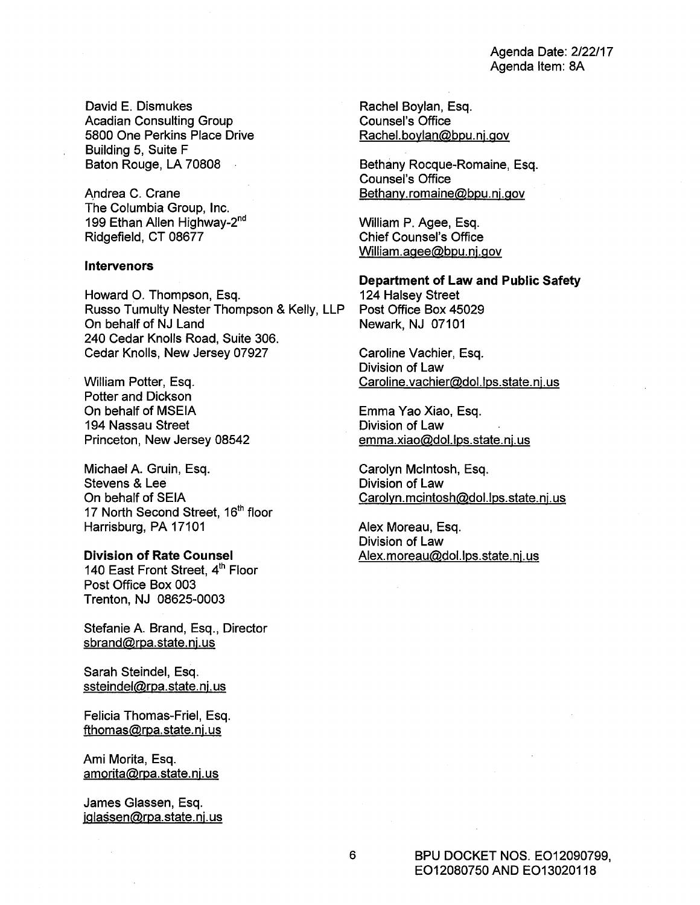David E. Dismukes
Acadian Consulting Group
5800 One Perkins Place Drive
Building 5, Suite F
Baton Rouge, LA 70808

Andrea C. Crane
The Columbia Group, Inc.
199 Ethan Allen Highway-2nd
Ridgefield, CT 08677

**Intervenors**

Howard O. Thompson, Esq.
Russo Tumulty Nester Thompson & Kelly, LLP
On behalf of NJ Land
240 Cedar Knolls Road, Suite 306.
Cedar Knolls, New Jersey 07927

William Potter, Esq.
Potter and Dickson
On behalf of MSEIA
194 Nassau Street
Princeton, New Jersey 08542

Michael A. Gruin, Esq.
Stevens & Lee
On behalf of SEIA
17 North Second Street, 16th floor
Harrisburg, PA 17101

**Division of Rate Counsel**
140 East Front Street, 4th Floor
Post Office Box 003
Trenton, NJ 08625-0003

Stefanie A. Brand, Esq., Director
sbrand@rpa.state.nj.us

Sarah Steindel, Esq.
ssteindel@rpa.state.nj.us

Felicia Thomas-Friel, Esq.
fthomas@rpa.state.nj.us

Ami Morita, Esq.
amorita@rpa.state.nj.us

James Glassen, Esq.
jglassen@rpa.state.nj.us

Rachel Boylan, Esq.
Counsel's Office
Rachel.boylan@bpu.nj.gov

Bethany Rocque-Romaine, Esq.
Counsel's Office
Bethany.romaine@bpu.nj.gov

William P. Agee, Esq.
Chief Counsel's Office
William.agee@bpu.nj.gov

**Department of Law and Public Safety**
124 Halsey Street
Post Office Box 45029
Newark, NJ 07101

Caroline Vachier, Esq.
Division of Law
Caroline.vachier@dol.lps.state.nj.us

Emma Yao Xiao, Esq.
Division of Law
emma.xiao@dol.lps.state.nj.us

Carolyn McIntosh, Esq.
Division of Law
Carolyn.mcintosh@dol.lps.state.nj.us

Alex Moreau, Esq.
Division of Law
Alex.moreau@dol.lps.state.nj.us